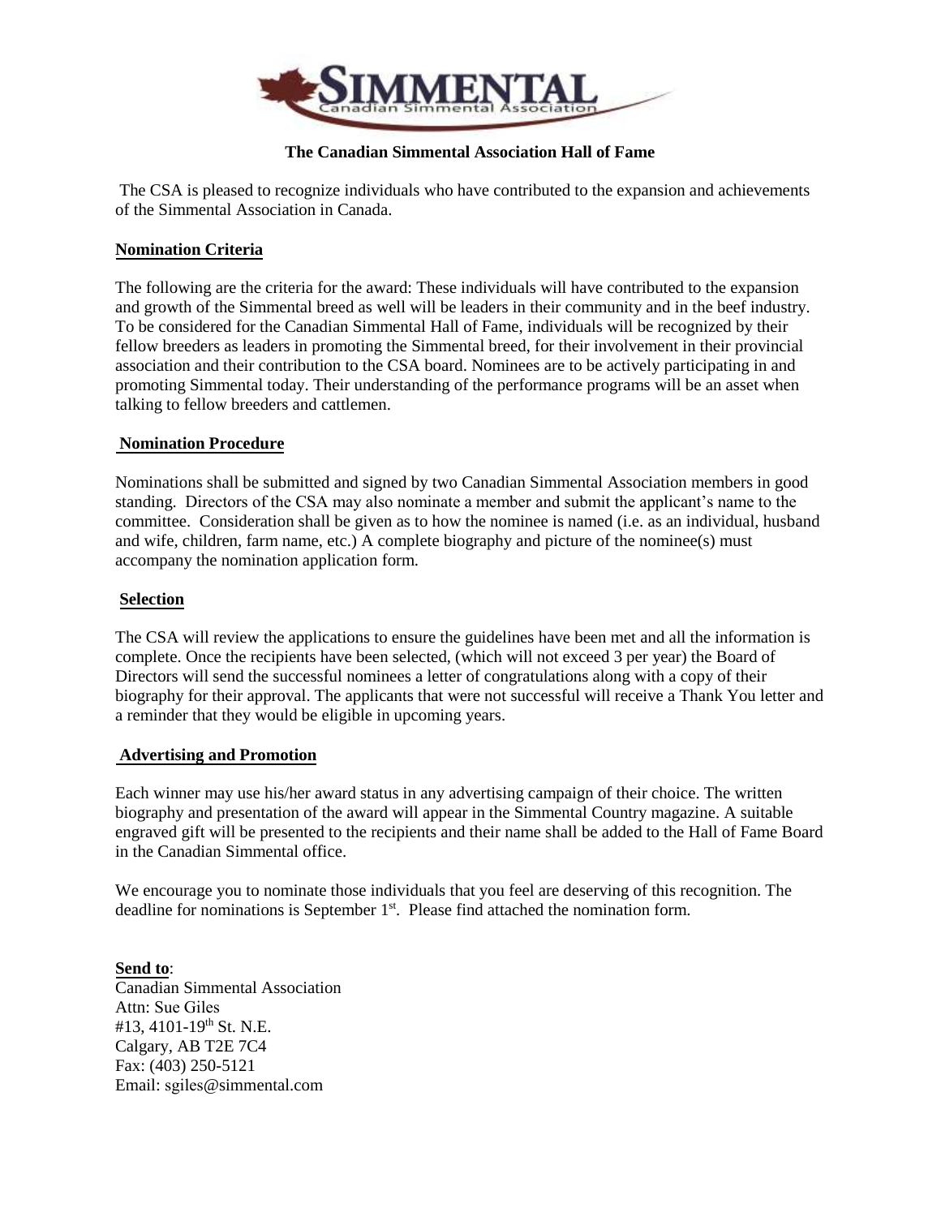# The Canadian Simmental Association Hall of Fame

The CSA is pleased to recognize individuals who have contributed to the expansion and achievements of the Simmental Association in Canada.

## Nomination Criteria

The following are the criteria for the award: These individuals will have contributed to the expansion and growth of the Simmental breed as well will be leaders in their community and in the beef industry. To be considered for the Canadian Simmental Hall of Fame, individuals will be recognized by their fellow breeders as leaders in promoting the Simmental breed, for their involvement in their provincial association and their contribution to the CSA board. Nominees are to be actively participating in and promoting Simmental today. Their understanding of the performance programs will be an asset when talking to fellow breeders and cattlemen.

## Nomination Procedure

Nominations shall be submitted and signed by two Canadian Simmental Association members in good standing. Directors of the CSA may also nominate a member and submit the applicant's name to the committee. Consideration shall be given as to how the nominee is named (i.e. as an individual, husband and wife, children, farm name, etc.) A complete biography and picture of the nominee(s) must accompany the nomination application form.

## Selection

The CSA will review the applications to ensure the guidelines have been met and all the information is complete. Once the recipients have been selected, (which will not exceed 3 per year) the Board of Directors will send the successful nominees a letter of congratulations along with a copy of their biography for their approval. The applicants that were not successful will receive a Thank You letter and a reminder that they would be eligible in upcoming years.

## Advertising and Promotion

Each winner may use his/her award status in any advertising campaign of their choice. The written biography and presentation of the award will appear in the Simmental Country magazine. A suitable engraved gift will be presented to the recipients and their name shall be added to the Hall of Fame Board in the Canadian Simmental office.

We encourage you to nominate those individuals that you feel are deserving of this recognition. The deadline for nominations is September 1st. Please find attached the nomination form.

**Send to**:
Canadian Simmental Association
Attn: Sue Giles
#13, 4101-19th St. N.E.
Calgary, AB T2E 7C4
Fax: (403) 250-5121
Email: sgiles@simmental.com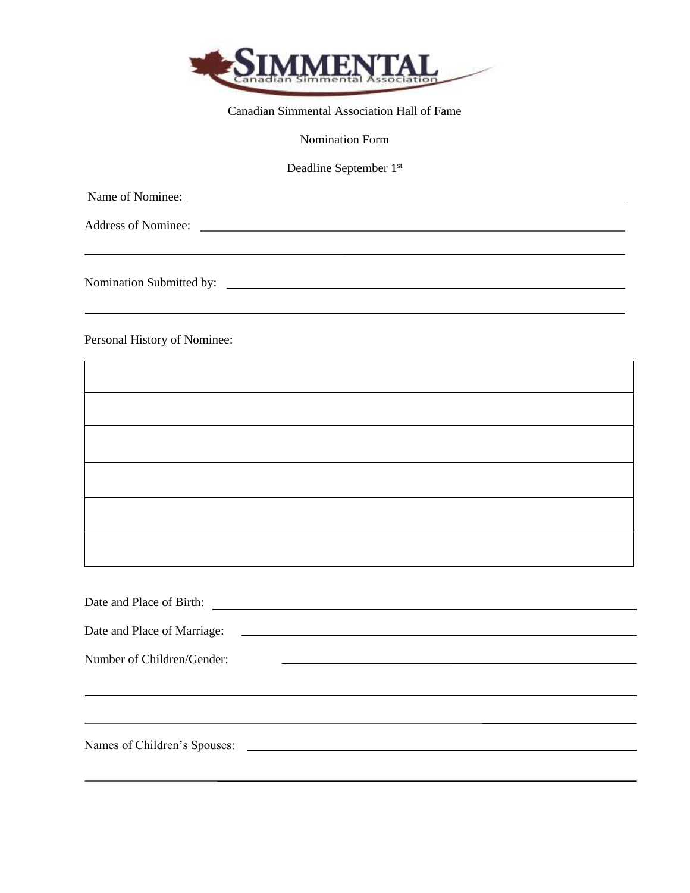# SIMMENTAL
Canadian Simmental Association

Canadian Simmental Association Hall of Fame

Nomination Form

Deadline September 1st

Name of Nominee: \_\_\_\_\_\_\_\_\_\_\_\_\_\_\_\_\_\_\_\_\_\_\_\_\_\_\_\_\_\_\_\_\_\_\_\_\_\_\_\_\_\_\_\_\_\_\_\_\_\_

Address of Nominee: \_\_\_\_\_\_\_\_\_\_\_\_\_\_\_\_\_\_\_\_\_\_\_\_\_\_\_\_\_\_\_\_\_\_\_\_\_\_\_\_\_\_\_\_\_\_\_\_

\_\_\_\_\_\_\_\_\_\_\_\_\_\_\_\_\_\_\_\_\_\_\_\_\_\_\_\_\_\_\_\_\_\_\_\_\_\_\_\_\_\_\_\_\_\_\_\_\_\_\_\_\_\_\_\_\_\_\_\_\_\_

Nomination Submitted by: \_\_\_\_\_\_\_\_\_\_\_\_\_\_\_\_\_\_\_\_\_\_\_\_\_\_\_\_\_\_\_\_\_\_\_\_\_\_\_\_\_\_\_\_

\_\_\_\_\_\_\_\_\_\_\_\_\_\_\_\_\_\_\_\_\_\_\_\_\_\_\_\_\_\_\_\_\_\_\_\_\_\_\_\_\_\_\_\_\_\_\_\_\_\_\_\_\_\_\_\_\_\_\_\_\_\_

Personal History of Nominee:

| |
|---|
| |
| |
| |
| |
| |
| |

Date and Place of Birth: \_\_\_\_\_\_\_\_\_\_\_\_\_\_\_\_\_\_\_\_\_\_\_\_\_\_\_\_\_\_\_\_\_\_\_\_\_\_\_\_\_\_\_\_\_\_

Date and Place of Marriage: \_\_\_\_\_\_\_\_\_\_\_\_\_\_\_\_\_\_\_\_\_\_\_\_\_\_\_\_\_\_\_\_\_\_\_\_\_\_\_\_\_\_\_

Number of Children/Gender: \_\_\_\_\_\_\_\_\_\_\_\_\_\_\_\_\_\_\_\_\_\_\_\_\_\_\_\_\_\_\_\_\_\_\_\_\_\_\_\_\_\_\_

\_\_\_\_\_\_\_\_\_\_\_\_\_\_\_\_\_\_\_\_\_\_\_\_\_\_\_\_\_\_\_\_\_\_\_\_\_\_\_\_\_\_\_\_\_\_\_\_\_\_\_\_\_\_\_\_\_\_\_\_\_\_

\_\_\_\_\_\_\_\_\_\_\_\_\_\_\_\_\_\_\_\_\_\_\_\_\_\_\_\_\_\_\_\_\_\_\_\_\_\_\_\_\_\_\_\_\_\_\_\_\_\_\_\_\_\_\_\_\_\_\_\_\_\_

Names of Children's Spouses: \_\_\_\_\_\_\_\_\_\_\_\_\_\_\_\_\_\_\_\_\_\_\_\_\_\_\_\_\_\_\_\_\_\_\_\_\_\_\_\_\_\_

\_\_\_\_\_\_\_\_\_\_\_\_\_\_\_\_\_\_\_\_\_\_\_\_\_\_\_\_\_\_\_\_\_\_\_\_\_\_\_\_\_\_\_\_\_\_\_\_\_\_\_\_\_\_\_\_\_\_\_\_\_\_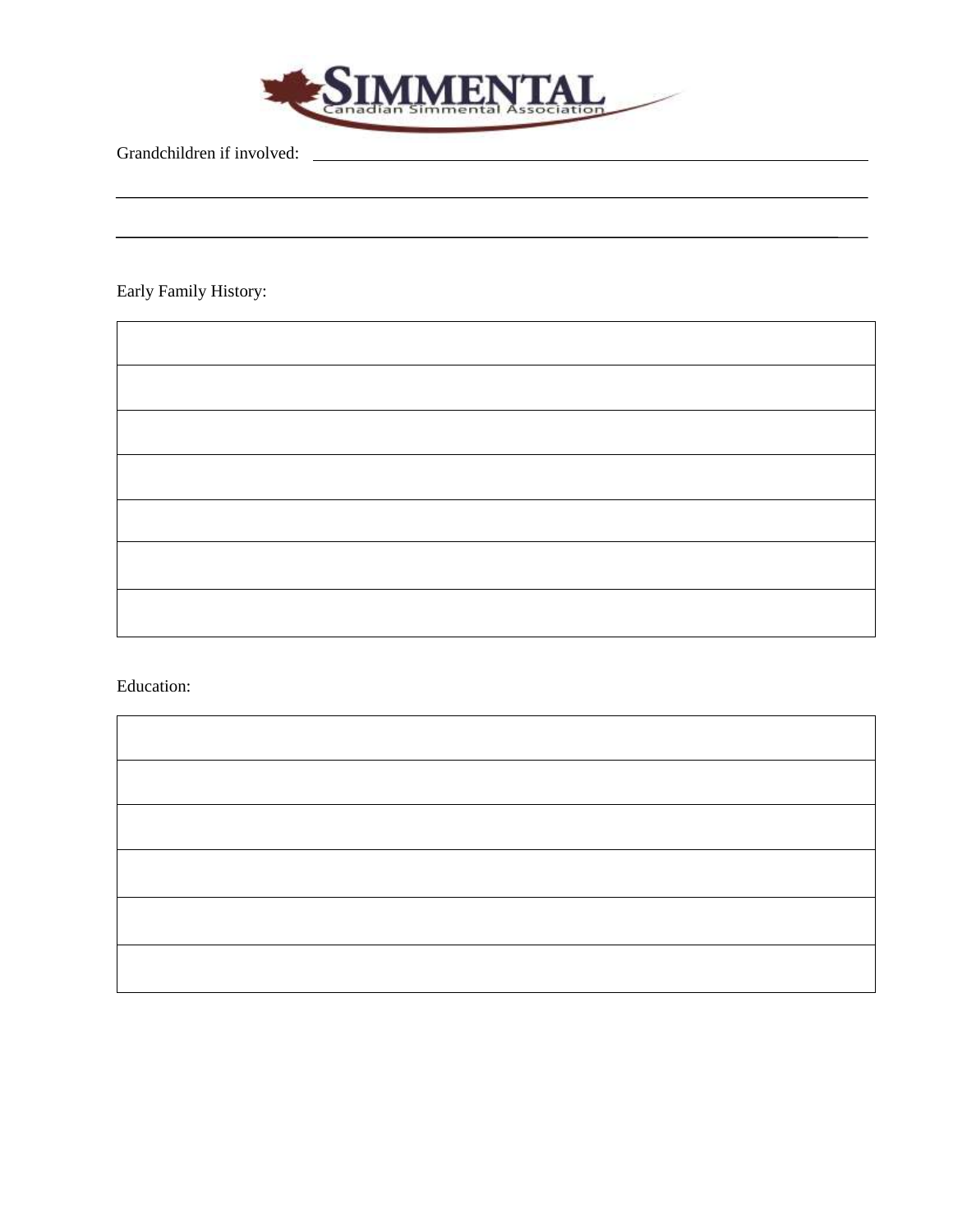Grandchildren if involved: ______________________________________________

______________________________________________________________________

______________________________________________________________________

Early Family History:

| |
|---|
| |
| |
| |
| |
| |
| |

Education:

| |
|---|
| |
| |
| |
| |
| |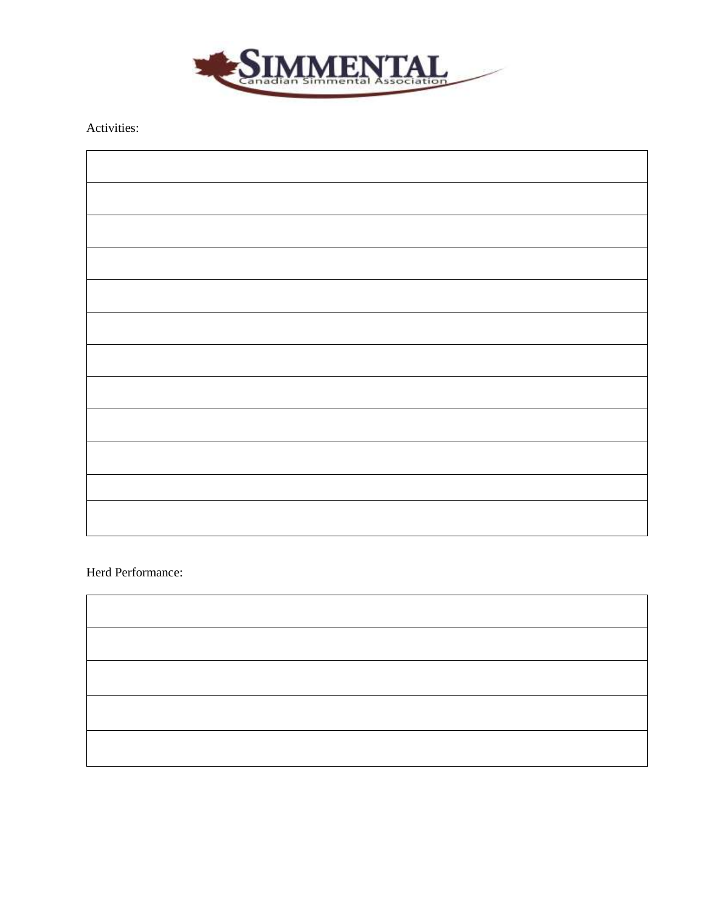Activities:

| |
|---|
| |
| |
| |
| |
| |
| |
| |
| |
| |
| |
| |

Herd Performance:

| |
|---|
| |
| |
| |
| |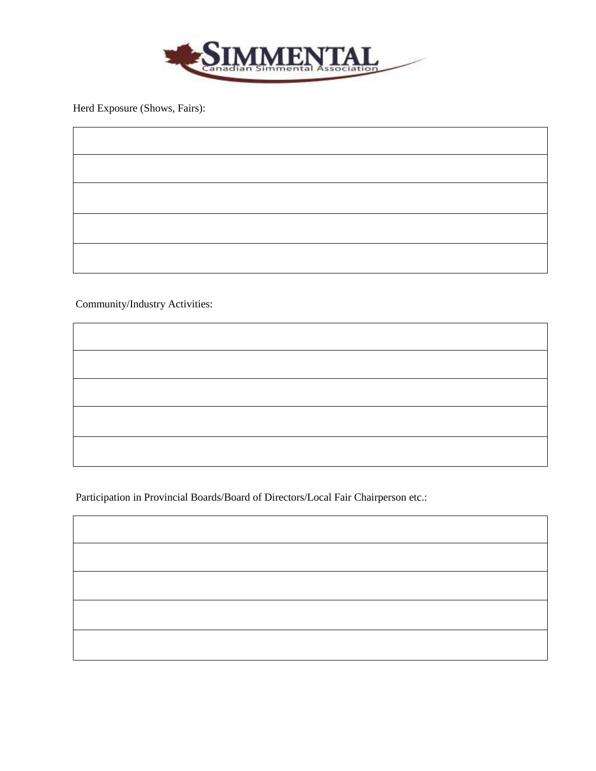Herd Exposure (Shows, Fairs):

| |
|---|
| |
| |
| |
| |

Community/Industry Activities:

| |
|---|
| |
| |
| |
| |

Participation in Provincial Boards/Board of Directors/Local Fair Chairperson etc.:

| |
|---|
| |
| |
| |
| |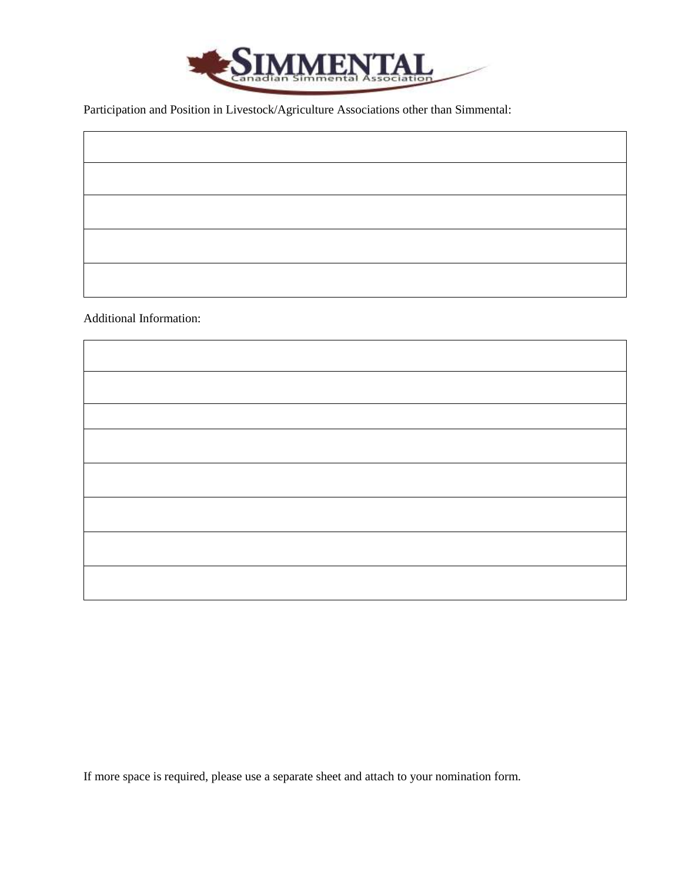Participation and Position in Livestock/Agriculture Associations other than Simmental:

| |
|---|
| |
| |
| |
| |
| |

Additional Information:

| |
|---|
| |
| |
| |
| |
| |
| |
| |
| |

If more space is required, please use a separate sheet and attach to your nomination form.